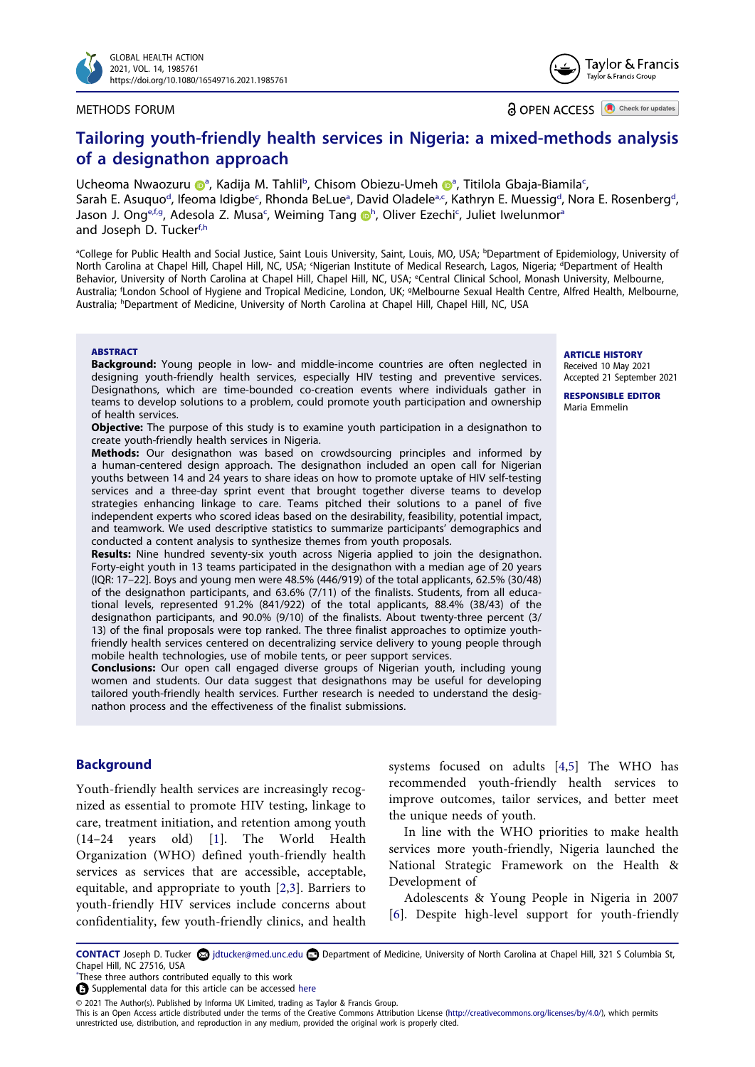METHODS FORUM

OPEN ACCESS

# Tailoring youth-friendly health services in Nigeria: a mixed-methods analysis of a designathon approach

Ucheoma Nwaozuru[a], Kadija M. Tahlil[b], Chisom Obiezu-Umeh[a], Titilola Gbaja-Biamila[c], Sarah E. Asuquo[d], Ifeoma Idigbe[c], Rhonda BeLue[a], David Oladele[a,c], Kathryn E. Muessig[d], Nora E. Rosenberg[d], Jason J. Ong[e,f,g], Adesola Z. Musa[c], Weiming Tang[h], Oliver Ezechi[c], Juliet Iwelunmor[a] and Joseph D. Tucker[f,h]

[a]College for Public Health and Social Justice, Saint Louis University, Saint, Louis, MO, USA; [b]Department of Epidemiology, University of North Carolina at Chapel Hill, Chapel Hill, NC, USA; [c]Nigerian Institute of Medical Research, Lagos, Nigeria; [d]Department of Health Behavior, University of North Carolina at Chapel Hill, Chapel Hill, NC, USA; [e]Central Clinical School, Monash University, Melbourne, Australia; [f]London School of Hygiene and Tropical Medicine, London, UK; [g]Melbourne Sexual Health Centre, Alfred Health, Melbourne, Australia; [h]Department of Medicine, University of North Carolina at Chapel Hill, Chapel Hill, NC, USA

## ABSTRACT

**Background:** Young people in low- and middle-income countries are often neglected in designing youth-friendly health services, especially HIV testing and preventive services. Designathons, which are time-bounded co-creation events where individuals gather in teams to develop solutions to a problem, could promote youth participation and ownership of health services.

**Objective:** The purpose of this study is to examine youth participation in a designathon to create youth-friendly health services in Nigeria.

**Methods:** Our designathon was based on crowdsourcing principles and informed by a human-centered design approach. The designathon included an open call for Nigerian youths between 14 and 24 years to share ideas on how to promote uptake of HIV self-testing services and a three-day sprint event that brought together diverse teams to develop strategies enhancing linkage to care. Teams pitched their solutions to a panel of five independent experts who scored ideas based on the desirability, feasibility, potential impact, and teamwork. We used descriptive statistics to summarize participants' demographics and conducted a content analysis to synthesize themes from youth proposals.

**Results:** Nine hundred seventy-six youth across Nigeria applied to join the designathon. Forty-eight youth in 13 teams participated in the designathon with a median age of 20 years (IQR: 17–22]. Boys and young men were 48.5% (446/919) of the total applicants, 62.5% (30/48) of the designathon participants, and 63.6% (7/11) of the finalists. Students, from all educational levels, represented 91.2% (841/922) of the total applicants, 88.4% (38/43) of the designathon participants, and 90.0% (9/10) of the finalists. About twenty-three percent (3/13) of the final proposals were top ranked. The three finalist approaches to optimize youth-friendly health services centered on decentralizing service delivery to young people through mobile health technologies, use of mobile tents, or peer support services.

**Conclusions:** Our open call engaged diverse groups of Nigerian youth, including young women and students. Our data suggest that designathons may be useful for developing tailored youth-friendly health services. Further research is needed to understand the designathon process and the effectiveness of the finalist submissions.

**ARTICLE HISTORY**
Received 10 May 2021
Accepted 21 September 2021

**RESPONSIBLE EDITOR**
Maria Emmelin

## Background

Youth-friendly health services are increasingly recognized as essential to promote HIV testing, linkage to care, treatment initiation, and retention among youth (14–24 years old) [1]. The World Health Organization (WHO) defined youth-friendly health services as services that are accessible, acceptable, equitable, and appropriate to youth [2,3]. Barriers to youth-friendly HIV services include concerns about confidentiality, few youth-friendly clinics, and health systems focused on adults [4,5] The WHO has recommended youth-friendly health services to improve outcomes, tailor services, and better meet the unique needs of youth.

In line with the WHO priorities to make health services more youth-friendly, Nigeria launched the National Strategic Framework on the Health & Development of Adolescents & Young People in Nigeria in 2007 [6]. Despite high-level support for youth-friendly

**CONTACT** Joseph D. Tucker jdtucker@med.unc.edu Department of Medicine, University of North Carolina at Chapel Hill, 321 S Columbia St, Chapel Hill, NC 27516, USA

*These three authors contributed equally to this work

Supplemental data for this article can be accessed here

© 2021 The Author(s). Published by Informa UK Limited, trading as Taylor & Francis Group.
This is an Open Access article distributed under the terms of the Creative Commons Attribution License (http://creativecommons.org/licenses/by/4.0/), which permits unrestricted use, distribution, and reproduction in any medium, provided the original work is properly cited.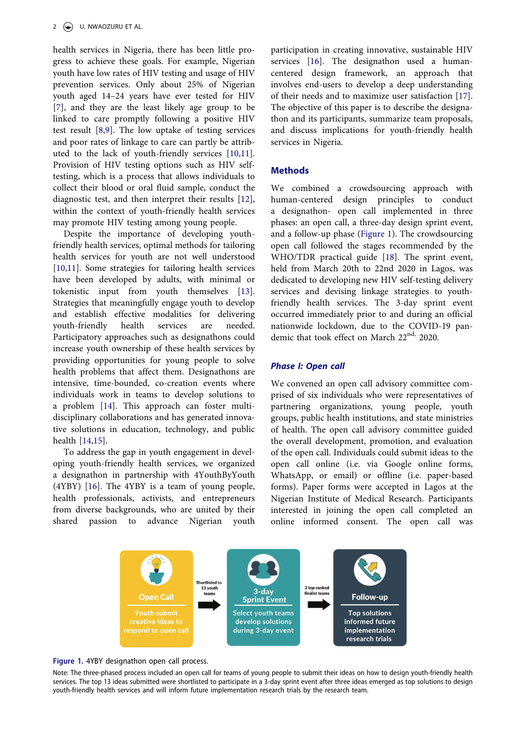health services in Nigeria, there has been little progress to achieve these goals. For example, Nigerian youth have low rates of HIV testing and usage of HIV prevention services. Only about 25% of Nigerian youth aged 14–24 years have ever tested for HIV [7], and they are the least likely age group to be linked to care promptly following a positive HIV test result [8,9]. The low uptake of testing services and poor rates of linkage to care can partly be attributed to the lack of youth-friendly services [10,11]. Provision of HIV testing options such as HIV self-testing, which is a process that allows individuals to collect their blood or oral fluid sample, conduct the diagnostic test, and then interpret their results [12], within the context of youth-friendly health services may promote HIV testing among young people.

Despite the importance of developing youth-friendly health services, optimal methods for tailoring health services for youth are not well understood [10,11]. Some strategies for tailoring health services have been developed by adults, with minimal or tokenistic input from youth themselves [13]. Strategies that meaningfully engage youth to develop and establish effective modalities for delivering youth-friendly health services are needed. Participatory approaches such as designathons could increase youth ownership of these health services by providing opportunities for young people to solve health problems that affect them. Designathons are intensive, time-bounded, co-creation events where individuals work in teams to develop solutions to a problem [14]. This approach can foster multi-disciplinary collaborations and has generated innovative solutions in education, technology, and public health [14,15].

To address the gap in youth engagement in developing youth-friendly health services, we organized a designathon in partnership with 4YouthByYouth (4YBY) [16]. The 4YBY is a team of young people, health professionals, activists, and entrepreneurs from diverse backgrounds, who are united by their shared passion to advance Nigerian youth participation in creating innovative, sustainable HIV services [16]. The designathon used a human-centered design framework, an approach that involves end-users to develop a deep understanding of their needs and to maximize user satisfaction [17]. The objective of this paper is to describe the designathon and its participants, summarize team proposals, and discuss implications for youth-friendly health services in Nigeria.

## Methods

We combined a crowdsourcing approach with human-centered design principles to conduct a designathon- open call implemented in three phases: an open call, a three-day design sprint event, and a follow-up phase (Figure 1). The crowdsourcing open call followed the stages recommended by the WHO/TDR practical guide [18]. The sprint event, held from March 20th to 22nd 2020 in Lagos, was dedicated to developing new HIV self-testing delivery services and devising linkage strategies to youth-friendly health services. The 3-day sprint event occurred immediately prior to and during an official nationwide lockdown, due to the COVID-19 pandemic that took effect on March 22nd, 2020.

### *Phase I: Open call*

We convened an open call advisory committee comprised of six individuals who were representatives of partnering organizations, young people, youth groups, public health institutions, and state ministries of health. The open call advisory committee guided the overall development, promotion, and evaluation of the open call. Individuals could submit ideas to the open call online (i.e. via Google online forms, WhatsApp, or email) or offline (i.e. paper-based forms). Paper forms were accepted in Lagos at the Nigerian Institute of Medical Research. Participants interested in joining the open call completed an online informed consent. The open call was

Open Call: Youth submit creative ideas to respond to open call → (Shortlisted to 13 youth teams) → 3-day Sprint Event: Select youth teams develop solutions during 3-day event → (3 top-ranked finalist teams) → Follow-up: Top solutions informed future implementation research trials

**Figure 1.** 4YBY designathon open call process.

Note: The three-phased process included an open call for teams of young people to submit their ideas on how to design youth-friendly health services. The top 13 ideas submitted were shortlisted to participate in a 3-day sprint event after three ideas emerged as top solutions to design youth-friendly health services and will inform future implementation research trials by the research team.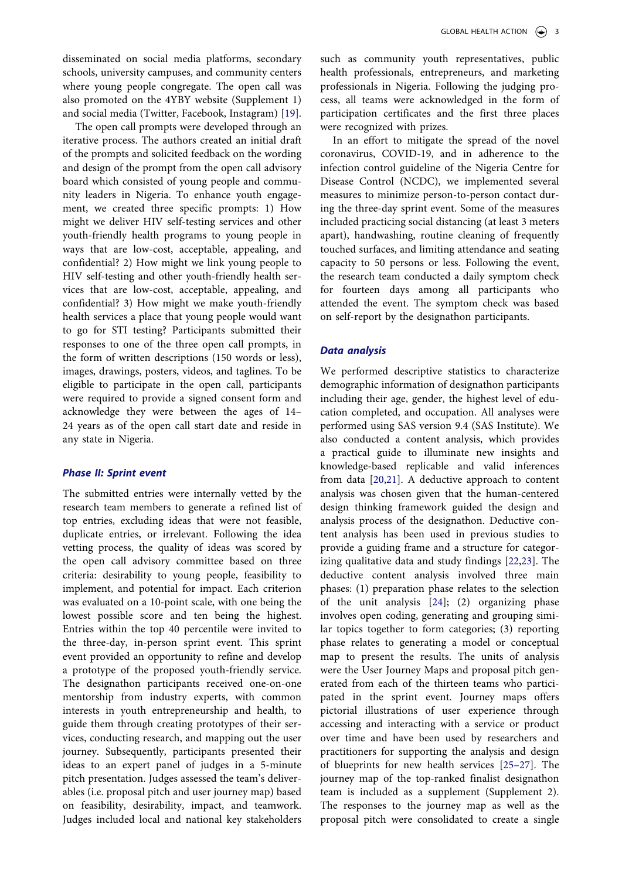disseminated on social media platforms, secondary schools, university campuses, and community centers where young people congregate. The open call was also promoted on the 4YBY website (Supplement 1) and social media (Twitter, Facebook, Instagram) [19].

The open call prompts were developed through an iterative process. The authors created an initial draft of the prompts and solicited feedback on the wording and design of the prompt from the open call advisory board which consisted of young people and community leaders in Nigeria. To enhance youth engagement, we created three specific prompts: 1) How might we deliver HIV self-testing services and other youth-friendly health programs to young people in ways that are low-cost, acceptable, appealing, and confidential? 2) How might we link young people to HIV self-testing and other youth-friendly health services that are low-cost, acceptable, appealing, and confidential? 3) How might we make youth-friendly health services a place that young people would want to go for STI testing? Participants submitted their responses to one of the three open call prompts, in the form of written descriptions (150 words or less), images, drawings, posters, videos, and taglines. To be eligible to participate in the open call, participants were required to provide a signed consent form and acknowledge they were between the ages of 14–24 years as of the open call start date and reside in any state in Nigeria.

### *Phase II: Sprint event*

The submitted entries were internally vetted by the research team members to generate a refined list of top entries, excluding ideas that were not feasible, duplicate entries, or irrelevant. Following the idea vetting process, the quality of ideas was scored by the open call advisory committee based on three criteria: desirability to young people, feasibility to implement, and potential for impact. Each criterion was evaluated on a 10-point scale, with one being the lowest possible score and ten being the highest. Entries within the top 40 percentile were invited to the three-day, in-person sprint event. This sprint event provided an opportunity to refine and develop a prototype of the proposed youth-friendly service. The designathon participants received one-on-one mentorship from industry experts, with common interests in youth entrepreneurship and health, to guide them through creating prototypes of their services, conducting research, and mapping out the user journey. Subsequently, participants presented their ideas to an expert panel of judges in a 5-minute pitch presentation. Judges assessed the team's deliverables (i.e. proposal pitch and user journey map) based on feasibility, desirability, impact, and teamwork. Judges included local and national key stakeholders such as community youth representatives, public health professionals, entrepreneurs, and marketing professionals in Nigeria. Following the judging process, all teams were acknowledged in the form of participation certificates and the first three places were recognized with prizes.

In an effort to mitigate the spread of the novel coronavirus, COVID-19, and in adherence to the infection control guideline of the Nigeria Centre for Disease Control (NCDC), we implemented several measures to minimize person-to-person contact during the three-day sprint event. Some of the measures included practicing social distancing (at least 3 meters apart), handwashing, routine cleaning of frequently touched surfaces, and limiting attendance and seating capacity to 50 persons or less. Following the event, the research team conducted a daily symptom check for fourteen days among all participants who attended the event. The symptom check was based on self-report by the designathon participants.

### *Data analysis*

We performed descriptive statistics to characterize demographic information of designathon participants including their age, gender, the highest level of education completed, and occupation. All analyses were performed using SAS version 9.4 (SAS Institute). We also conducted a content analysis, which provides a practical guide to illuminate new insights and knowledge-based replicable and valid inferences from data [20,21]. A deductive approach to content analysis was chosen given that the human-centered design thinking framework guided the design and analysis process of the designathon. Deductive content analysis has been used in previous studies to provide a guiding frame and a structure for categorizing qualitative data and study findings [22,23]. The deductive content analysis involved three main phases: (1) preparation phase relates to the selection of the unit analysis [24]; (2) organizing phase involves open coding, generating and grouping similar topics together to form categories; (3) reporting phase relates to generating a model or conceptual map to present the results. The units of analysis were the User Journey Maps and proposal pitch generated from each of the thirteen teams who participated in the sprint event. Journey maps offers pictorial illustrations of user experience through accessing and interacting with a service or product over time and have been used by researchers and practitioners for supporting the analysis and design of blueprints for new health services [25–27]. The journey map of the top-ranked finalist designathon team is included as a supplement (Supplement 2). The responses to the journey map as well as the proposal pitch were consolidated to create a single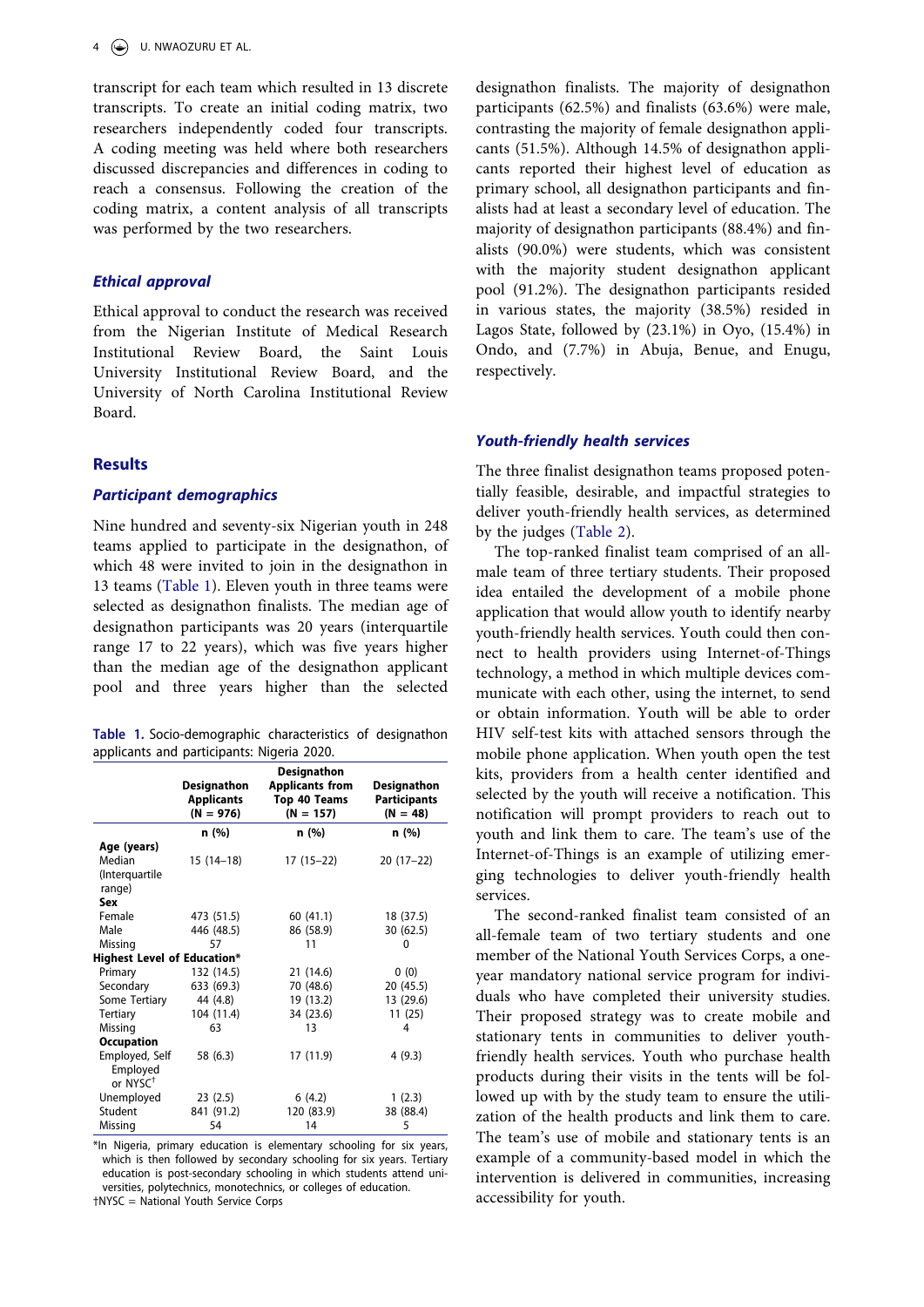transcript for each team which resulted in 13 discrete transcripts. To create an initial coding matrix, two researchers independently coded four transcripts. A coding meeting was held where both researchers discussed discrepancies and differences in coding to reach a consensus. Following the creation of the coding matrix, a content analysis of all transcripts was performed by the two researchers.

### *Ethical approval*

Ethical approval to conduct the research was received from the Nigerian Institute of Medical Research Institutional Review Board, the Saint Louis University Institutional Review Board, and the University of North Carolina Institutional Review Board.

## Results

### *Participant demographics*

Nine hundred and seventy-six Nigerian youth in 248 teams applied to participate in the designathon, of which 48 were invited to join in the designathon in 13 teams (Table 1). Eleven youth in three teams were selected as designathon finalists. The median age of designathon participants was 20 years (interquartile range 17 to 22 years), which was five years higher than the median age of the designathon applicant pool and three years higher than the selected designathon finalists. The majority of designathon participants (62.5%) and finalists (63.6%) were male, contrasting the majority of female designathon applicants (51.5%). Although 14.5% of designathon applicants reported their highest level of education as primary school, all designathon participants and finalists had at least a secondary level of education. The majority of designathon participants (88.4%) and finalists (90.0%) were students, which was consistent with the majority student designathon applicant pool (91.2%). The designathon participants resided in various states, the majority (38.5%) resided in Lagos State, followed by (23.1%) in Oyo, (15.4%) in Ondo, and (7.7%) in Abuja, Benue, and Enugu, respectively.

**Table 1.** Socio-demographic characteristics of designathon applicants and participants: Nigeria 2020.

| | Designathon Applicants (N = 976) | Designathon Applicants from Top 40 Teams (N = 157) | Designathon Participants (N = 48) |
|---|---|---|---|
| | n (%) | n (%) | n (%) |
| **Age (years)** | | | |
| Median (Interquartile range) | 15 (14–18) | 17 (15–22) | 20 (17–22) |
| **Sex** | | | |
| Female | 473 (51.5) | 60 (41.1) | 18 (37.5) |
| Male | 446 (48.5) | 86 (58.9) | 30 (62.5) |
| Missing | 57 | 11 | 0 |
| **Highest Level of Education*** | | | |
| Primary | 132 (14.5) | 21 (14.6) | 0 (0) |
| Secondary | 633 (69.3) | 70 (48.6) | 20 (45.5) |
| Some Tertiary | 44 (4.8) | 19 (13.2) | 13 (29.6) |
| Tertiary | 104 (11.4) | 34 (23.6) | 11 (25) |
| Missing | 63 | 13 | 4 |
| **Occupation** | | | |
| Employed, Self Employed or NYSC† | 58 (6.3) | 17 (11.9) | 4 (9.3) |
| Unemployed | 23 (2.5) | 6 (4.2) | 1 (2.3) |
| Student | 841 (91.2) | 120 (83.9) | 38 (88.4) |
| Missing | 54 | 14 | 5 |

*In Nigeria, primary education is elementary schooling for six years, which is then followed by secondary schooling for six years. Tertiary education is post-secondary schooling in which students attend universities, polytechnics, monotechnics, or colleges of education.
†NYSC = National Youth Service Corps

### *Youth-friendly health services*

The three finalist designathon teams proposed potentially feasible, desirable, and impactful strategies to deliver youth-friendly health services, as determined by the judges (Table 2).

The top-ranked finalist team comprised of an all-male team of three tertiary students. Their proposed idea entailed the development of a mobile phone application that would allow youth to identify nearby youth-friendly health services. Youth could then connect to health providers using Internet-of-Things technology, a method in which multiple devices communicate with each other, using the internet, to send or obtain information. Youth will be able to order HIV self-test kits with attached sensors through the mobile phone application. When youth open the test kits, providers from a health center identified and selected by the youth will receive a notification. This notification will prompt providers to reach out to youth and link them to care. The team's use of the Internet-of-Things is an example of utilizing emerging technologies to deliver youth-friendly health services.

The second-ranked finalist team consisted of an all-female team of two tertiary students and one member of the National Youth Services Corps, a one-year mandatory national service program for individuals who have completed their university studies. Their proposed strategy was to create mobile and stationary tents in communities to deliver youth-friendly health services. Youth who purchase health products during their visits in the tents will be followed up with by the study team to ensure the utilization of the health products and link them to care. The team's use of mobile and stationary tents is an example of a community-based model in which the intervention is delivered in communities, increasing accessibility for youth.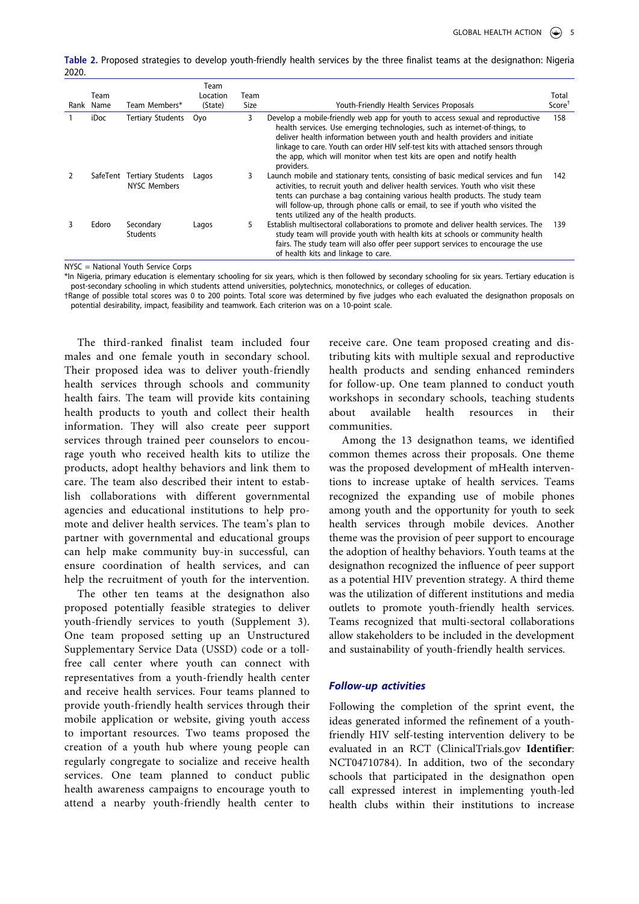**Table 2.** Proposed strategies to develop youth-friendly health services by the three finalist teams at the designathon: Nigeria 2020.

| Rank | Team Name | Team Members* | Team Location (State) | Team Size | Youth-Friendly Health Services Proposals | Total Score† |
|---|---|---|---|---|---|---|
| 1 | iDoc | Tertiary Students | Oyo | 3 | Develop a mobile-friendly web app for youth to access sexual and reproductive health services. Use emerging technologies, such as internet-of-things, to deliver health information between youth and health providers and initiate linkage to care. Youth can order HIV self-test kits with attached sensors through the app, which will monitor when test kits are open and notify health providers. | 158 |
| 2 | SafeTent | Tertiary Students NYSC Members | Lagos | 3 | Launch mobile and stationary tents, consisting of basic medical services and fun activities, to recruit youth and deliver health services. Youth who visit these tents can purchase a bag containing various health products. The study team will follow-up, through phone calls or email, to see if youth who visited the tents utilized any of the health products. | 142 |
| 3 | Edoro | Secondary Students | Lagos | 5 | Establish multisectoral collaborations to promote and deliver health services. The study team will provide youth with health kits at schools or community health fairs. The study team will also offer peer support services to encourage the use of health kits and linkage to care. | 139 |

NYSC = National Youth Service Corps

*In Nigeria, primary education is elementary schooling for six years, which is then followed by secondary schooling for six years. Tertiary education is post-secondary schooling in which students attend universities, polytechnics, monotechnics, or colleges of education.

†Range of possible total scores was 0 to 200 points. Total score was determined by five judges who each evaluated the designathon proposals on potential desirability, impact, feasibility and teamwork. Each criterion was on a 10-point scale.

The third-ranked finalist team included four males and one female youth in secondary school. Their proposed idea was to deliver youth-friendly health services through schools and community health fairs. The team will provide kits containing health products to youth and collect their health information. They will also create peer support services through trained peer counselors to encourage youth who received health kits to utilize the products, adopt healthy behaviors and link them to care. The team also described their intent to establish collaborations with different governmental agencies and educational institutions to help promote and deliver health services. The team's plan to partner with governmental and educational groups can help make community buy-in successful, can ensure coordination of health services, and can help the recruitment of youth for the intervention.

The other ten teams at the designathon also proposed potentially feasible strategies to deliver youth-friendly services to youth (Supplement 3). One team proposed setting up an Unstructured Supplementary Service Data (USSD) code or a toll-free call center where youth can connect with representatives from a youth-friendly health center and receive health services. Four teams planned to provide youth-friendly health services through their mobile application or website, giving youth access to important resources. Two teams proposed the creation of a youth hub where young people can regularly congregate to socialize and receive health services. One team planned to conduct public health awareness campaigns to encourage youth to attend a nearby youth-friendly health center to receive care. One team proposed creating and distributing kits with multiple sexual and reproductive health products and sending enhanced reminders for follow-up. One team planned to conduct youth workshops in secondary schools, teaching students about available health resources in their communities.

Among the 13 designathon teams, we identified common themes across their proposals. One theme was the proposed development of mHealth interventions to increase uptake of health services. Teams recognized the expanding use of mobile phones among youth and the opportunity for youth to seek health services through mobile devices. Another theme was the provision of peer support to encourage the adoption of healthy behaviors. Youth teams at the designathon recognized the influence of peer support as a potential HIV prevention strategy. A third theme was the utilization of different institutions and media outlets to promote youth-friendly health services. Teams recognized that multi-sectoral collaborations allow stakeholders to be included in the development and sustainability of youth-friendly health services.

### *Follow-up activities*

Following the completion of the sprint event, the ideas generated informed the refinement of a youth-friendly HIV self-testing intervention delivery to be evaluated in an RCT (ClinicalTrials.gov **Identifier**: NCT04710784). In addition, two of the secondary schools that participated in the designathon open call expressed interest in implementing youth-led health clubs within their institutions to increase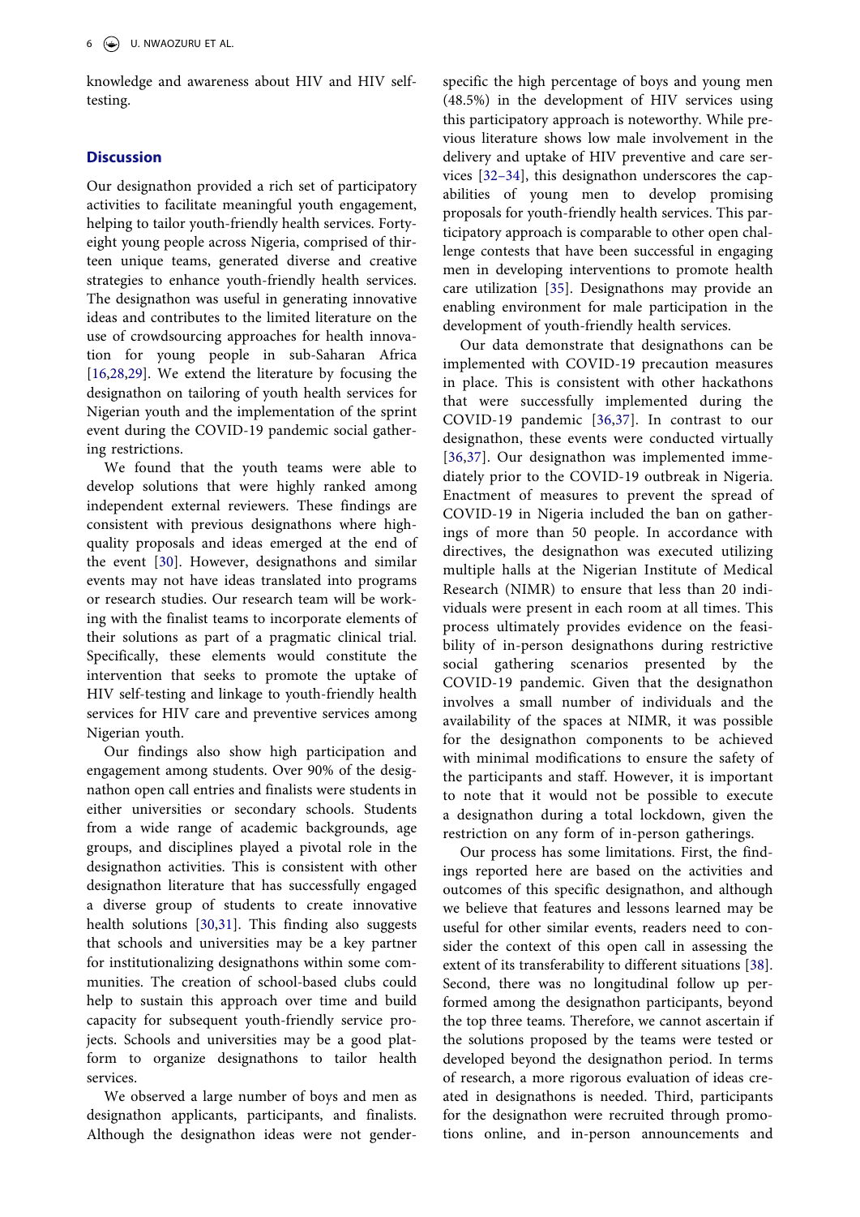knowledge and awareness about HIV and HIV self-testing.

## Discussion

Our designathon provided a rich set of participatory activities to facilitate meaningful youth engagement, helping to tailor youth-friendly health services. Forty-eight young people across Nigeria, comprised of thirteen unique teams, generated diverse and creative strategies to enhance youth-friendly health services. The designathon was useful in generating innovative ideas and contributes to the limited literature on the use of crowdsourcing approaches for health innovation for young people in sub-Saharan Africa [16,28,29]. We extend the literature by focusing the designathon on tailoring of youth health services for Nigerian youth and the implementation of the sprint event during the COVID-19 pandemic social gathering restrictions.

We found that the youth teams were able to develop solutions that were highly ranked among independent external reviewers. These findings are consistent with previous designathons where high-quality proposals and ideas emerged at the end of the event [30]. However, designathons and similar events may not have ideas translated into programs or research studies. Our research team will be working with the finalist teams to incorporate elements of their solutions as part of a pragmatic clinical trial. Specifically, these elements would constitute the intervention that seeks to promote the uptake of HIV self-testing and linkage to youth-friendly health services for HIV care and preventive services among Nigerian youth.

Our findings also show high participation and engagement among students. Over 90% of the designathon open call entries and finalists were students in either universities or secondary schools. Students from a wide range of academic backgrounds, age groups, and disciplines played a pivotal role in the designathon activities. This is consistent with other designathon literature that has successfully engaged a diverse group of students to create innovative health solutions [30,31]. This finding also suggests that schools and universities may be a key partner for institutionalizing designathons within some communities. The creation of school-based clubs could help to sustain this approach over time and build capacity for subsequent youth-friendly service projects. Schools and universities may be a good platform to organize designathons to tailor health services.

We observed a large number of boys and men as designathon applicants, participants, and finalists. Although the designathon ideas were not gender-specific the high percentage of boys and young men (48.5%) in the development of HIV services using this participatory approach is noteworthy. While previous literature shows low male involvement in the delivery and uptake of HIV preventive and care services [32–34], this designathon underscores the capabilities of young men to develop promising proposals for youth-friendly health services. This participatory approach is comparable to other open challenge contests that have been successful in engaging men in developing interventions to promote health care utilization [35]. Designathons may provide an enabling environment for male participation in the development of youth-friendly health services.

Our data demonstrate that designathons can be implemented with COVID-19 precaution measures in place. This is consistent with other hackathons that were successfully implemented during the COVID-19 pandemic [36,37]. In contrast to our designathon, these events were conducted virtually [36,37]. Our designathon was implemented immediately prior to the COVID-19 outbreak in Nigeria. Enactment of measures to prevent the spread of COVID-19 in Nigeria included the ban on gatherings of more than 50 people. In accordance with directives, the designathon was executed utilizing multiple halls at the Nigerian Institute of Medical Research (NIMR) to ensure that less than 20 individuals were present in each room at all times. This process ultimately provides evidence on the feasibility of in-person designathons during restrictive social gathering scenarios presented by the COVID-19 pandemic. Given that the designathon involves a small number of individuals and the availability of the spaces at NIMR, it was possible for the designathon components to be achieved with minimal modifications to ensure the safety of the participants and staff. However, it is important to note that it would not be possible to execute a designathon during a total lockdown, given the restriction on any form of in-person gatherings.

Our process has some limitations. First, the findings reported here are based on the activities and outcomes of this specific designathon, and although we believe that features and lessons learned may be useful for other similar events, readers need to consider the context of this open call in assessing the extent of its transferability to different situations [38]. Second, there was no longitudinal follow up performed among the designathon participants, beyond the top three teams. Therefore, we cannot ascertain if the solutions proposed by the teams were tested or developed beyond the designathon period. In terms of research, a more rigorous evaluation of ideas created in designathons is needed. Third, participants for the designathon were recruited through promotions online, and in-person announcements and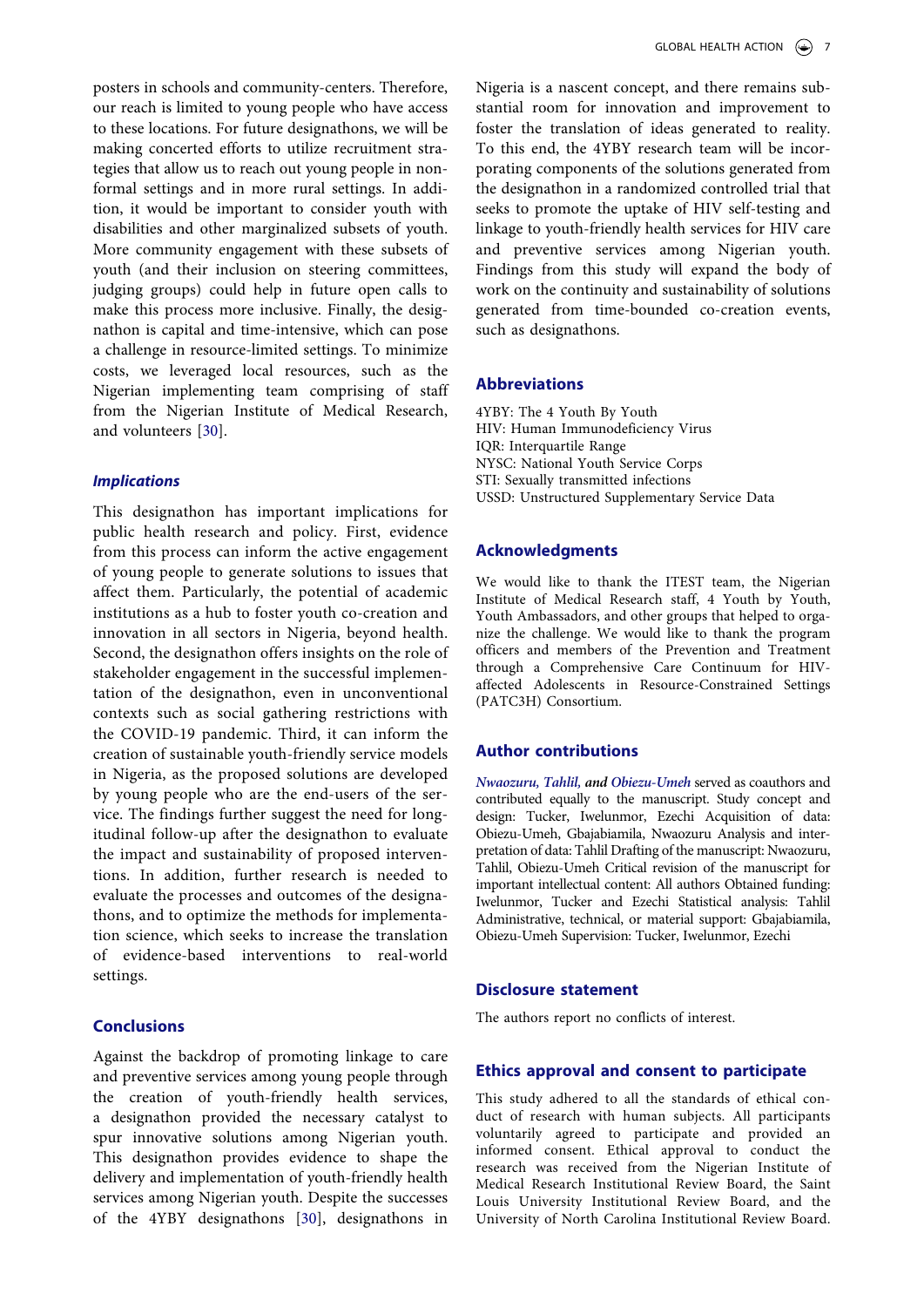posters in schools and community-centers. Therefore, our reach is limited to young people who have access to these locations. For future designathons, we will be making concerted efforts to utilize recruitment strategies that allow us to reach out young people in non-formal settings and in more rural settings. In addition, it would be important to consider youth with disabilities and other marginalized subsets of youth. More community engagement with these subsets of youth (and their inclusion on steering committees, judging groups) could help in future open calls to make this process more inclusive. Finally, the designathon is capital and time-intensive, which can pose a challenge in resource-limited settings. To minimize costs, we leveraged local resources, such as the Nigerian implementing team comprising of staff from the Nigerian Institute of Medical Research, and volunteers [30].

### *Implications*

This designathon has important implications for public health research and policy. First, evidence from this process can inform the active engagement of young people to generate solutions to issues that affect them. Particularly, the potential of academic institutions as a hub to foster youth co-creation and innovation in all sectors in Nigeria, beyond health. Second, the designathon offers insights on the role of stakeholder engagement in the successful implementation of the designathon, even in unconventional contexts such as social gathering restrictions with the COVID-19 pandemic. Third, it can inform the creation of sustainable youth-friendly service models in Nigeria, as the proposed solutions are developed by young people who are the end-users of the service. The findings further suggest the need for longitudinal follow-up after the designathon to evaluate the impact and sustainability of proposed interventions. In addition, further research is needed to evaluate the processes and outcomes of the designathons, and to optimize the methods for implementation science, which seeks to increase the translation of evidence-based interventions to real-world settings.

## Conclusions

Against the backdrop of promoting linkage to care and preventive services among young people through the creation of youth-friendly health services, a designathon provided the necessary catalyst to spur innovative solutions among Nigerian youth. This designathon provides evidence to shape the delivery and implementation of youth-friendly health services among Nigerian youth. Despite the successes of the 4YBY designathons [30], designathons in Nigeria is a nascent concept, and there remains substantial room for innovation and improvement to foster the translation of ideas generated to reality. To this end, the 4YBY research team will be incorporating components of the solutions generated from the designathon in a randomized controlled trial that seeks to promote the uptake of HIV self-testing and linkage to youth-friendly health services for HIV care and preventive services among Nigerian youth. Findings from this study will expand the body of work on the continuity and sustainability of solutions generated from time-bounded co-creation events, such as designathons.

## Abbreviations

4YBY: The 4 Youth By Youth
HIV: Human Immunodeficiency Virus
IQR: Interquartile Range
NYSC: National Youth Service Corps
STI: Sexually transmitted infections
USSD: Unstructured Supplementary Service Data

## Acknowledgments

We would like to thank the ITEST team, the Nigerian Institute of Medical Research staff, 4 Youth by Youth, Youth Ambassadors, and other groups that helped to organize the challenge. We would like to thank the program officers and members of the Prevention and Treatment through a Comprehensive Care Continuum for HIV-affected Adolescents in Resource-Constrained Settings (PATC3H) Consortium.

## Author contributions

*Nwaozuru, Tahlil,* ***and*** *Obiezu-Umeh* served as coauthors and contributed equally to the manuscript. Study concept and design: Tucker, Iwelunmor, Ezechi Acquisition of data: Obiezu-Umeh, Gbajabiamila, Nwaozuru Analysis and interpretation of data: Tahlil Drafting of the manuscript: Nwaozuru, Tahlil, Obiezu-Umeh Critical revision of the manuscript for important intellectual content: All authors Obtained funding: Iwelunmor, Tucker and Ezechi Statistical analysis: Tahlil Administrative, technical, or material support: Gbajabiamila, Obiezu-Umeh Supervision: Tucker, Iwelunmor, Ezechi

## Disclosure statement

The authors report no conflicts of interest.

## Ethics approval and consent to participate

This study adhered to all the standards of ethical conduct of research with human subjects. All participants voluntarily agreed to participate and provided an informed consent. Ethical approval to conduct the research was received from the Nigerian Institute of Medical Research Institutional Review Board, the Saint Louis University Institutional Review Board, and the University of North Carolina Institutional Review Board.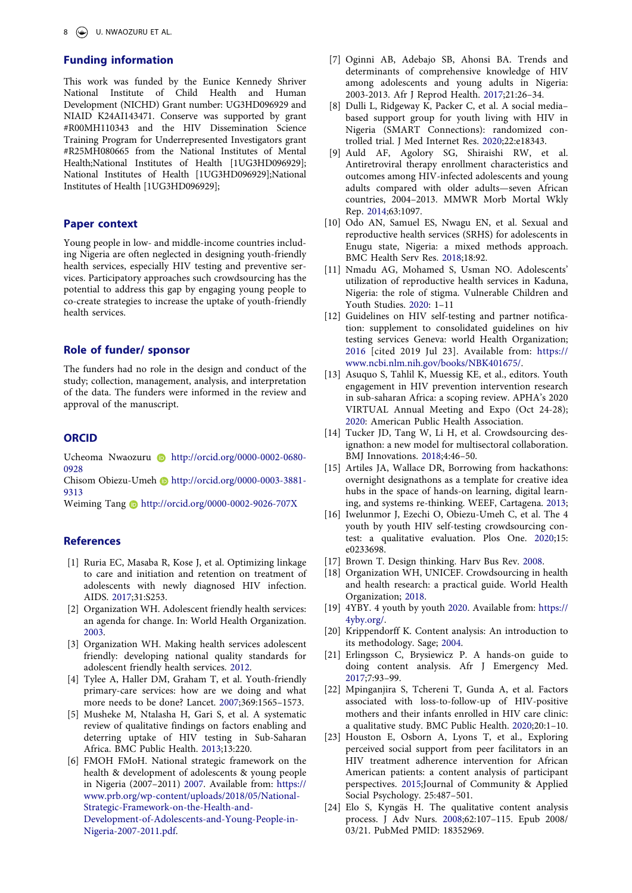## Funding information

This work was funded by the Eunice Kennedy Shriver National Institute of Child Health and Human Development (NICHD) Grant number: UG3HD096929 and NIAID K24AI143471. Conserve was supported by grant #R00MH110343 and the HIV Dissemination Science Training Program for Underrepresented Investigators grant #R25MH080665 from the National Institutes of Mental Health;National Institutes of Health [1UG3HD096929]; National Institutes of Health [1UG3HD096929];National Institutes of Health [1UG3HD096929];

## Paper context

Young people in low- and middle-income countries including Nigeria are often neglected in designing youth-friendly health services, especially HIV testing and preventive services. Participatory approaches such crowdsourcing has the potential to address this gap by engaging young people to co-create strategies to increase the uptake of youth-friendly health services.

## Role of funder/ sponsor

The funders had no role in the design and conduct of the study; collection, management, analysis, and interpretation of the data. The funders were informed in the review and approval of the manuscript.

## ORCID

Ucheoma Nwaozuru http://orcid.org/0000-0002-0680-0928
Chisom Obiezu-Umeh http://orcid.org/0000-0003-3881-9313
Weiming Tang http://orcid.org/0000-0002-9026-707X

## References

[1] Ruria EC, Masaba R, Kose J, et al. Optimizing linkage to care and initiation and retention on treatment of adolescents with newly diagnosed HIV infection. AIDS. 2017;31:S253.

[2] Organization WH. Adolescent friendly health services: an agenda for change. In: World Health Organization. 2003.

[3] Organization WH. Making health services adolescent friendly: developing national quality standards for adolescent friendly health services. 2012.

[4] Tylee A, Haller DM, Graham T, et al. Youth-friendly primary-care services: how are we doing and what more needs to be done? Lancet. 2007;369:1565–1573.

[5] Musheke M, Ntalasha H, Gari S, et al. A systematic review of qualitative findings on factors enabling and deterring uptake of HIV testing in Sub-Saharan Africa. BMC Public Health. 2013;13:220.

[6] FMOH FMoH. National strategic framework on the health & development of adolescents & young people in Nigeria (2007–2011) 2007. Available from: https://www.prb.org/wp-content/uploads/2018/05/National-Strategic-Framework-on-the-Health-and-Development-of-Adolescents-and-Young-People-in-Nigeria-2007-2011.pdf.

[7] Oginni AB, Adebajo SB, Ahonsi BA. Trends and determinants of comprehensive knowledge of HIV among adolescents and young adults in Nigeria: 2003-2013. Afr J Reprod Health. 2017;21:26–34.

[8] Dulli L, Ridgeway K, Packer C, et al. A social media–based support group for youth living with HIV in Nigeria (SMART Connections): randomized controlled trial. J Med Internet Res. 2020;22:e18343.

[9] Auld AF, Agolory SG, Shiraishi RW, et al. Antiretroviral therapy enrollment characteristics and outcomes among HIV-infected adolescents and young adults compared with older adults—seven African countries, 2004–2013. MMWR Morb Mortal Wkly Rep. 2014;63:1097.

[10] Odo AN, Samuel ES, Nwagu EN, et al. Sexual and reproductive health services (SRHS) for adolescents in Enugu state, Nigeria: a mixed methods approach. BMC Health Serv Res. 2018;18:92.

[11] Nmadu AG, Mohamed S, Usman NO. Adolescents' utilization of reproductive health services in Kaduna, Nigeria: the role of stigma. Vulnerable Children and Youth Studies. 2020: 1–11

[12] Guidelines on HIV self-testing and partner notification: supplement to consolidated guidelines on hiv testing services Geneva: world Health Organization; 2016 [cited 2019 Jul 23]. Available from: https://www.ncbi.nlm.nih.gov/books/NBK401675/.

[13] Asuquo S, Tahlil K, Muessig KE, et al., editors. Youth engagement in HIV prevention intervention research in sub-saharan Africa: a scoping review. APHA's 2020 VIRTUAL Annual Meeting and Expo (Oct 24-28); 2020: American Public Health Association.

[14] Tucker JD, Tang W, Li H, et al. Crowdsourcing designathon: a new model for multisectoral collaboration. BMJ Innovations. 2018;4:46–50.

[15] Artiles JA, Wallace DR, Borrowing from hackathons: overnight designathons as a template for creative idea hubs in the space of hands-on learning, digital learning, and systems re-thinking. WEEF, Cartagena. 2013;

[16] Iwelunmor J, Ezechi O, Obiezu-Umeh C, et al. The 4 youth by youth HIV self-testing crowdsourcing contest: a qualitative evaluation. Plos One. 2020;15: e0233698.

[17] Brown T. Design thinking. Harv Bus Rev. 2008.

[18] Organization WH, UNICEF. Crowdsourcing in health and health research: a practical guide. World Health Organization; 2018.

[19] 4YBY. 4 youth by youth 2020. Available from: https://4yby.org/.

[20] Krippendorff K. Content analysis: An introduction to its methodology. Sage; 2004.

[21] Erlingsson C, Brysiewicz P. A hands-on guide to doing content analysis. Afr J Emergency Med. 2017;7:93–99.

[22] Mpinganjira S, Tchereni T, Gunda A, et al. Factors associated with loss-to-follow-up of HIV-positive mothers and their infants enrolled in HIV care clinic: a qualitative study. BMC Public Health. 2020;20:1–10.

[23] Houston E, Osborn A, Lyons T, et al., Exploring perceived social support from peer facilitators in an HIV treatment adherence intervention for African American patients: a content analysis of participant perspectives. 2015;Journal of Community & Applied Social Psychology. 25:487–501.

[24] Elo S, Kyngäs H. The qualitative content analysis process. J Adv Nurs. 2008;62:107–115. Epub 2008/03/21. PubMed PMID: 18352969.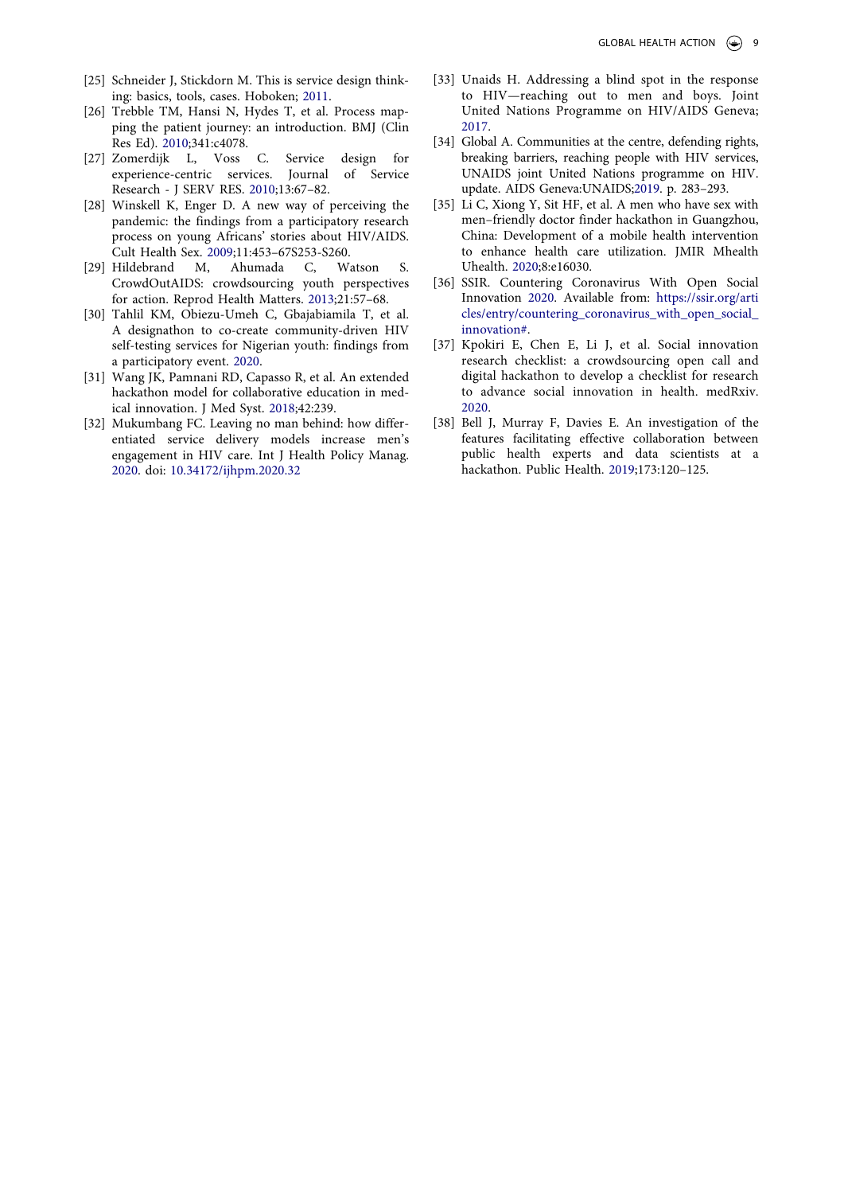[25] Schneider J, Stickdorn M. This is service design thinking: basics, tools, cases. Hoboken; 2011.

[26] Trebble TM, Hansi N, Hydes T, et al. Process mapping the patient journey: an introduction. BMJ (Clin Res Ed). 2010;341:c4078.

[27] Zomerdijk L, Voss C. Service design for experience-centric services. Journal of Service Research - J SERV RES. 2010;13:67–82.

[28] Winskell K, Enger D. A new way of perceiving the pandemic: the findings from a participatory research process on young Africans' stories about HIV/AIDS. Cult Health Sex. 2009;11:453–67S253-S260.

[29] Hildebrand M, Ahumada C, Watson S. CrowdOutAIDS: crowdsourcing youth perspectives for action. Reprod Health Matters. 2013;21:57–68.

[30] Tahlil KM, Obiezu-Umeh C, Gbajabiamila T, et al. A designathon to co-create community-driven HIV self-testing services for Nigerian youth: findings from a participatory event. 2020.

[31] Wang JK, Pamnani RD, Capasso R, et al. An extended hackathon model for collaborative education in medical innovation. J Med Syst. 2018;42:239.

[32] Mukumbang FC. Leaving no man behind: how differentiated service delivery models increase men's engagement in HIV care. Int J Health Policy Manag. 2020. doi: 10.34172/ijhpm.2020.32

[33] Unaids H. Addressing a blind spot in the response to HIV—reaching out to men and boys. Joint United Nations Programme on HIV/AIDS Geneva; 2017.

[34] Global A. Communities at the centre, defending rights, breaking barriers, reaching people with HIV services, UNAIDS joint United Nations programme on HIV. update. AIDS Geneva:UNAIDS;2019. p. 283–293.

[35] Li C, Xiong Y, Sit HF, et al. A men who have sex with men–friendly doctor finder hackathon in Guangzhou, China: Development of a mobile health intervention to enhance health care utilization. JMIR Mhealth Uhealth. 2020;8:e16030.

[36] SSIR. Countering Coronavirus With Open Social Innovation 2020. Available from: https://ssir.org/articles/entry/countering_coronavirus_with_open_social_innovation#.

[37] Kpokiri E, Chen E, Li J, et al. Social innovation research checklist: a crowdsourcing open call and digital hackathon to develop a checklist for research to advance social innovation in health. medRxiv. 2020.

[38] Bell J, Murray F, Davies E. An investigation of the features facilitating effective collaboration between public health experts and data scientists at a hackathon. Public Health. 2019;173:120–125.